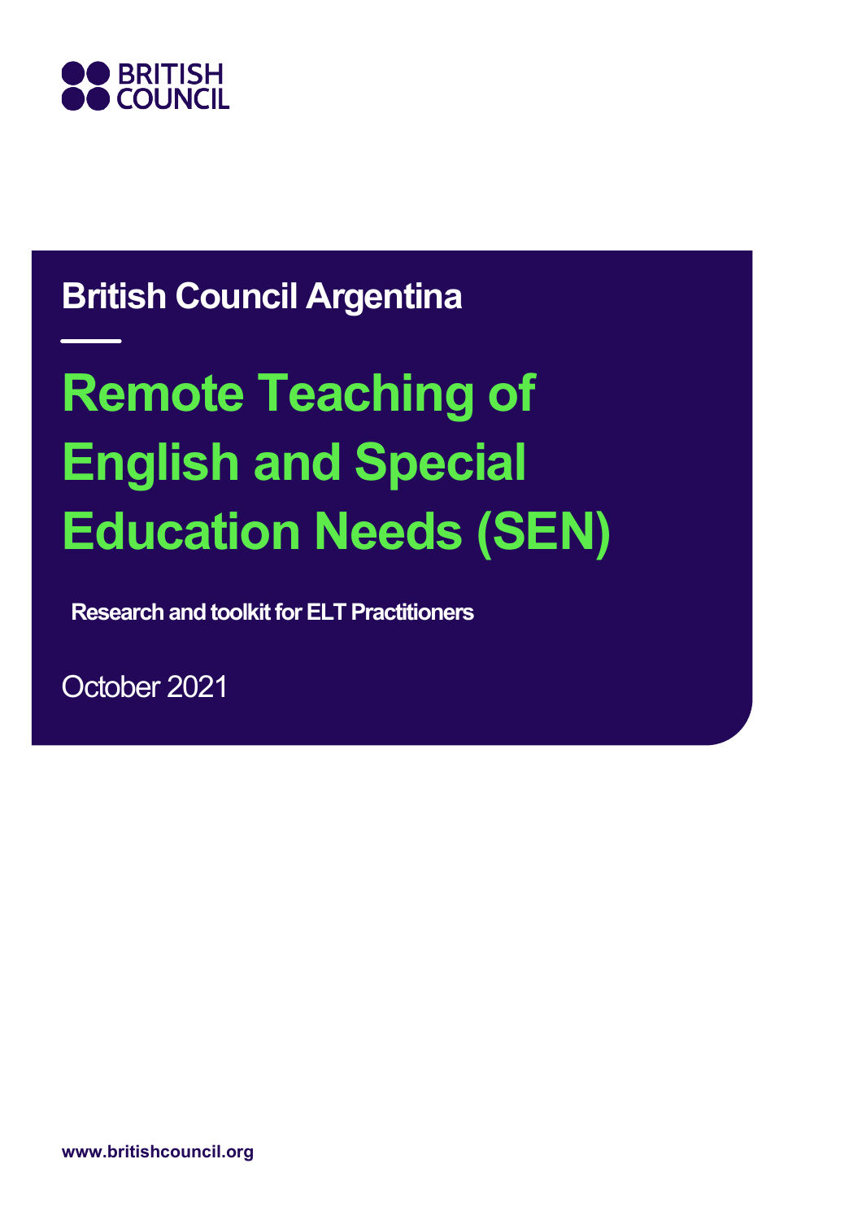BRITISH COUNCIL

## British Council Argentina

# Remote Teaching of English and Special Education Needs (SEN)

**Research and toolkit for ELT Practitioners**

October 2021

**www.britishcouncil.org**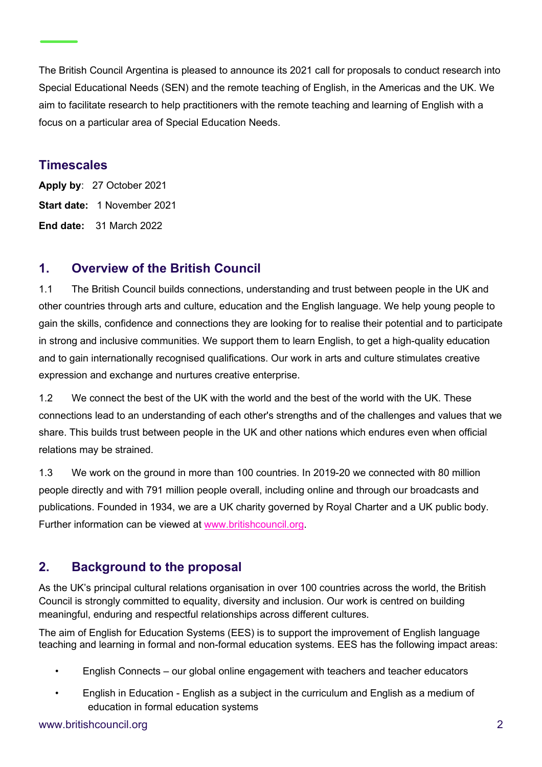The British Council Argentina is pleased to announce its 2021 call for proposals to conduct research into Special Educational Needs (SEN) and the remote teaching of English, in the Americas and the UK. We aim to facilitate research to help practitioners with the remote teaching and learning of English with a focus on a particular area of Special Education Needs.

## Timescales

**Apply by**: 27 October 2021

**Start date:** 1 November 2021

**End date:** 31 March 2022

## 1. Overview of the British Council

1.1 The British Council builds connections, understanding and trust between people in the UK and other countries through arts and culture, education and the English language. We help young people to gain the skills, confidence and connections they are looking for to realise their potential and to participate in strong and inclusive communities. We support them to learn English, to get a high-quality education and to gain internationally recognised qualifications. Our work in arts and culture stimulates creative expression and exchange and nurtures creative enterprise.

1.2 We connect the best of the UK with the world and the best of the world with the UK. These connections lead to an understanding of each other's strengths and of the challenges and values that we share. This builds trust between people in the UK and other nations which endures even when official relations may be strained.

1.3 We work on the ground in more than 100 countries. In 2019-20 we connected with 80 million people directly and with 791 million people overall, including online and through our broadcasts and publications. Founded in 1934, we are a UK charity governed by Royal Charter and a UK public body. Further information can be viewed at www.britishcouncil.org.

## 2. Background to the proposal

As the UK's principal cultural relations organisation in over 100 countries across the world, the British Council is strongly committed to equality, diversity and inclusion. Our work is centred on building meaningful, enduring and respectful relationships across different cultures.

The aim of English for Education Systems (EES) is to support the improvement of English language teaching and learning in formal and non-formal education systems. EES has the following impact areas:

- English Connects – our global online engagement with teachers and teacher educators
- English in Education - English as a subject in the curriculum and English as a medium of education in formal education systems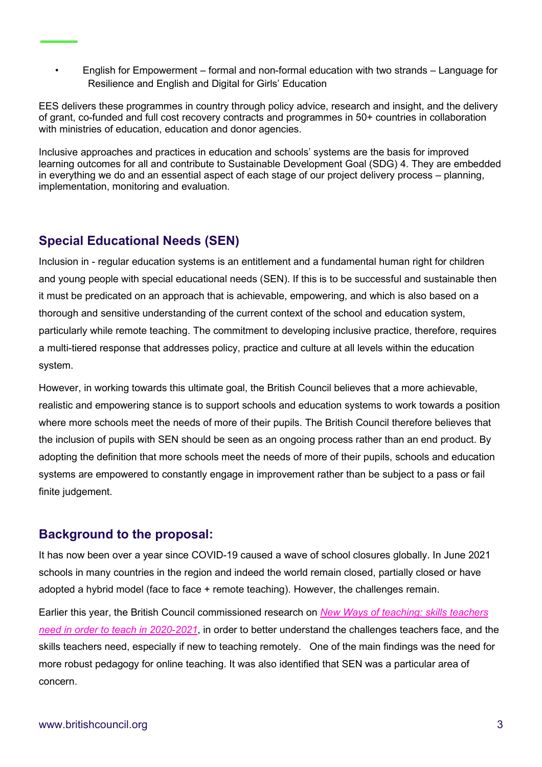- English for Empowerment – formal and non-formal education with two strands – Language for Resilience and English and Digital for Girls' Education

EES delivers these programmes in country through policy advice, research and insight, and the delivery of grant, co-funded and full cost recovery contracts and programmes in 50+ countries in collaboration with ministries of education, education and donor agencies.

Inclusive approaches and practices in education and schools' systems are the basis for improved learning outcomes for all and contribute to Sustainable Development Goal (SDG) 4. They are embedded in everything we do and an essential aspect of each stage of our project delivery process – planning, implementation, monitoring and evaluation.

## Special Educational Needs (SEN)

Inclusion in - regular education systems is an entitlement and a fundamental human right for children and young people with special educational needs (SEN). If this is to be successful and sustainable then it must be predicated on an approach that is achievable, empowering, and which is also based on a thorough and sensitive understanding of the current context of the school and education system, particularly while remote teaching. The commitment to developing inclusive practice, therefore, requires a multi-tiered response that addresses policy, practice and culture at all levels within the education system.

However, in working towards this ultimate goal, the British Council believes that a more achievable, realistic and empowering stance is to support schools and education systems to work towards a position where more schools meet the needs of more of their pupils. The British Council therefore believes that the inclusion of pupils with SEN should be seen as an ongoing process rather than an end product. By adopting the definition that more schools meet the needs of more of their pupils, schools and education systems are empowered to constantly engage in improvement rather than be subject to a pass or fail finite judgement.

## Background to the proposal:

It has now been over a year since COVID-19 caused a wave of school closures globally. In June 2021 schools in many countries in the region and indeed the world remain closed, partially closed or have adopted a hybrid model (face to face + remote teaching). However, the challenges remain.

Earlier this year, the British Council commissioned research on *New Ways of teaching: skills teachers need in order to teach in 2020-2021*, in order to better understand the challenges teachers face, and the skills teachers need, especially if new to teaching remotely. One of the main findings was the need for more robust pedagogy for online teaching. It was also identified that SEN was a particular area of concern.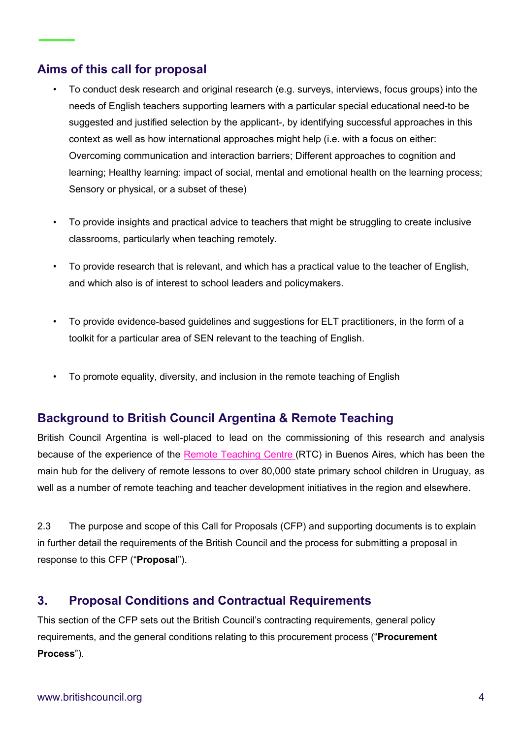## Aims of this call for proposal

- To conduct desk research and original research (e.g. surveys, interviews, focus groups) into the needs of English teachers supporting learners with a particular special educational need-to be suggested and justified selection by the applicant-, by identifying successful approaches in this context as well as how international approaches might help (i.e. with a focus on either: Overcoming communication and interaction barriers; Different approaches to cognition and learning; Healthy learning: impact of social, mental and emotional health on the learning process; Sensory or physical, or a subset of these)

- To provide insights and practical advice to teachers that might be struggling to create inclusive classrooms, particularly when teaching remotely.

- To provide research that is relevant, and which has a practical value to the teacher of English, and which also is of interest to school leaders and policymakers.

- To provide evidence-based guidelines and suggestions for ELT practitioners, in the form of a toolkit for a particular area of SEN relevant to the teaching of English.

- To promote equality, diversity, and inclusion in the remote teaching of English

## Background to British Council Argentina & Remote Teaching

British Council Argentina is well-placed to lead on the commissioning of this research and analysis because of the experience of the Remote Teaching Centre (RTC) in Buenos Aires, which has been the main hub for the delivery of remote lessons to over 80,000 state primary school children in Uruguay, as well as a number of remote teaching and teacher development initiatives in the region and elsewhere.

2.3 The purpose and scope of this Call for Proposals (CFP) and supporting documents is to explain in further detail the requirements of the British Council and the process for submitting a proposal in response to this CFP ("**Proposal**").

## 3. Proposal Conditions and Contractual Requirements

This section of the CFP sets out the British Council's contracting requirements, general policy requirements, and the general conditions relating to this procurement process ("**Procurement Process**").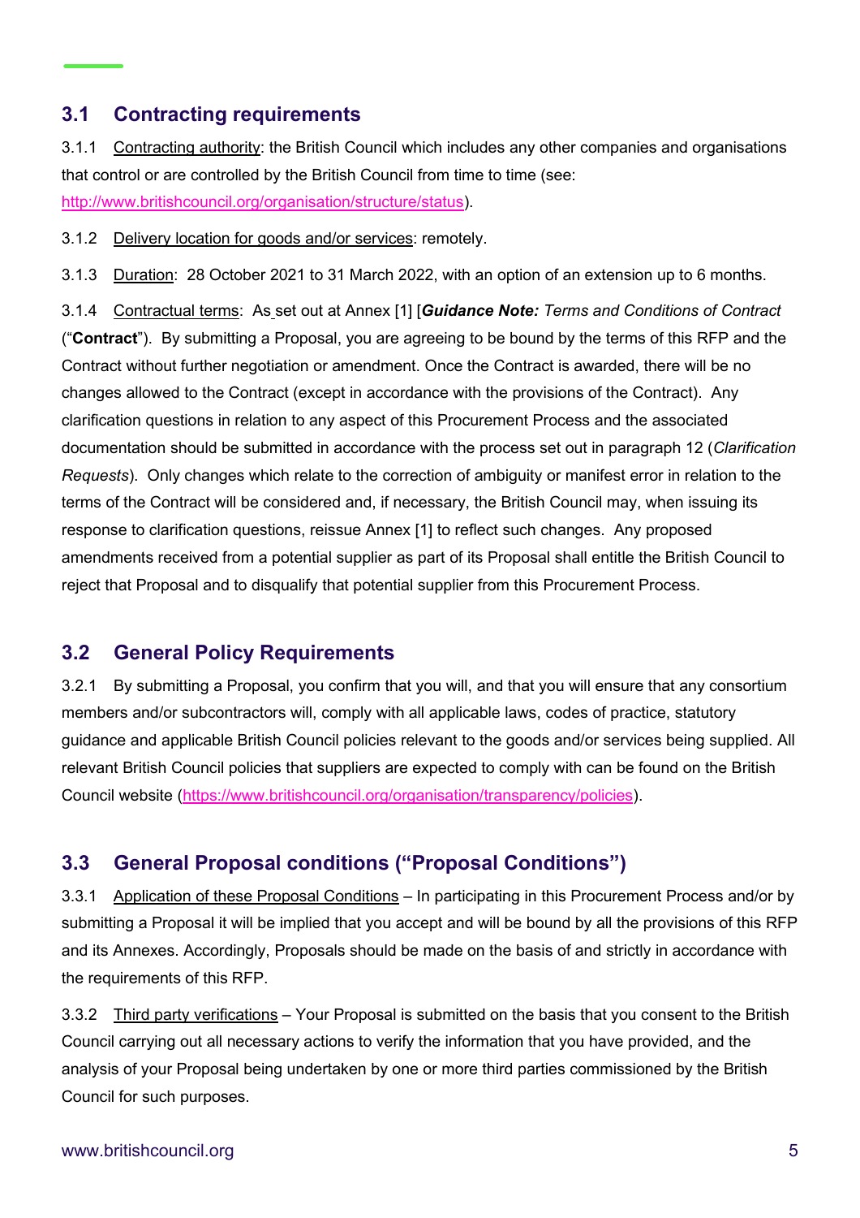## 3.1 Contracting requirements

3.1.1 Contracting authority: the British Council which includes any other companies and organisations that control or are controlled by the British Council from time to time (see: http://www.britishcouncil.org/organisation/structure/status).

3.1.2 Delivery location for goods and/or services: remotely.

3.1.3 Duration: 28 October 2021 to 31 March 2022, with an option of an extension up to 6 months.

3.1.4 Contractual terms: As set out at Annex [1] [***Guidance Note:*** *Terms and Conditions of Contract* ("**Contract**"). By submitting a Proposal, you are agreeing to be bound by the terms of this RFP and the Contract without further negotiation or amendment. Once the Contract is awarded, there will be no changes allowed to the Contract (except in accordance with the provisions of the Contract). Any clarification questions in relation to any aspect of this Procurement Process and the associated documentation should be submitted in accordance with the process set out in paragraph 12 (*Clarification Requests*). Only changes which relate to the correction of ambiguity or manifest error in relation to the terms of the Contract will be considered and, if necessary, the British Council may, when issuing its response to clarification questions, reissue Annex [1] to reflect such changes. Any proposed amendments received from a potential supplier as part of its Proposal shall entitle the British Council to reject that Proposal and to disqualify that potential supplier from this Procurement Process.

## 3.2 General Policy Requirements

3.2.1 By submitting a Proposal, you confirm that you will, and that you will ensure that any consortium members and/or subcontractors will, comply with all applicable laws, codes of practice, statutory guidance and applicable British Council policies relevant to the goods and/or services being supplied. All relevant British Council policies that suppliers are expected to comply with can be found on the British Council website (https://www.britishcouncil.org/organisation/transparency/policies).

## 3.3 General Proposal conditions ("Proposal Conditions")

3.3.1 Application of these Proposal Conditions – In participating in this Procurement Process and/or by submitting a Proposal it will be implied that you accept and will be bound by all the provisions of this RFP and its Annexes. Accordingly, Proposals should be made on the basis of and strictly in accordance with the requirements of this RFP.

3.3.2 Third party verifications – Your Proposal is submitted on the basis that you consent to the British Council carrying out all necessary actions to verify the information that you have provided, and the analysis of your Proposal being undertaken by one or more third parties commissioned by the British Council for such purposes.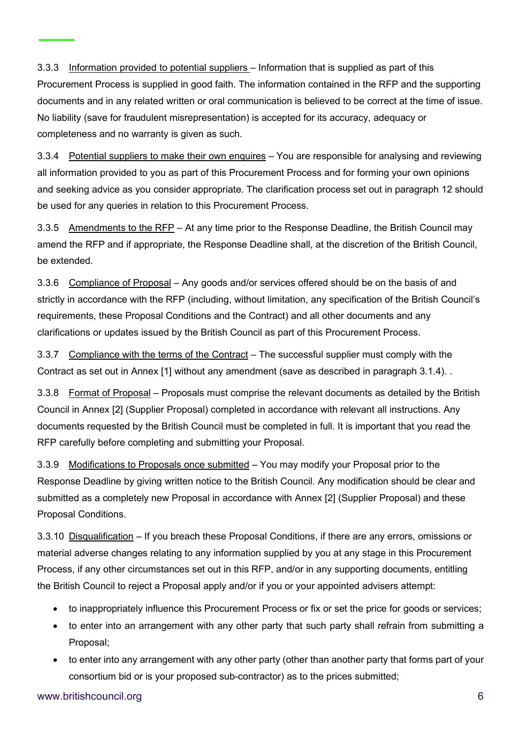3.3.3 Information provided to potential suppliers – Information that is supplied as part of this Procurement Process is supplied in good faith. The information contained in the RFP and the supporting documents and in any related written or oral communication is believed to be correct at the time of issue. No liability (save for fraudulent misrepresentation) is accepted for its accuracy, adequacy or completeness and no warranty is given as such.

3.3.4 Potential suppliers to make their own enquires – You are responsible for analysing and reviewing all information provided to you as part of this Procurement Process and for forming your own opinions and seeking advice as you consider appropriate. The clarification process set out in paragraph 12 should be used for any queries in relation to this Procurement Process.

3.3.5 Amendments to the RFP – At any time prior to the Response Deadline, the British Council may amend the RFP and if appropriate, the Response Deadline shall, at the discretion of the British Council, be extended.

3.3.6 Compliance of Proposal – Any goods and/or services offered should be on the basis of and strictly in accordance with the RFP (including, without limitation, any specification of the British Council's requirements, these Proposal Conditions and the Contract) and all other documents and any clarifications or updates issued by the British Council as part of this Procurement Process.

3.3.7 Compliance with the terms of the Contract – The successful supplier must comply with the Contract as set out in Annex [1] without any amendment (save as described in paragraph 3.1.4). .

3.3.8 Format of Proposal – Proposals must comprise the relevant documents as detailed by the British Council in Annex [2] (Supplier Proposal) completed in accordance with relevant all instructions. Any documents requested by the British Council must be completed in full. It is important that you read the RFP carefully before completing and submitting your Proposal.

3.3.9 Modifications to Proposals once submitted – You may modify your Proposal prior to the Response Deadline by giving written notice to the British Council. Any modification should be clear and submitted as a completely new Proposal in accordance with Annex [2] (Supplier Proposal) and these Proposal Conditions.

3.3.10 Disqualification – If you breach these Proposal Conditions, if there are any errors, omissions or material adverse changes relating to any information supplied by you at any stage in this Procurement Process, if any other circumstances set out in this RFP, and/or in any supporting documents, entitling the British Council to reject a Proposal apply and/or if you or your appointed advisers attempt:

- to inappropriately influence this Procurement Process or fix or set the price for goods or services;
- to enter into an arrangement with any other party that such party shall refrain from submitting a Proposal;
- to enter into any arrangement with any other party (other than another party that forms part of your consortium bid or is your proposed sub-contractor) as to the prices submitted;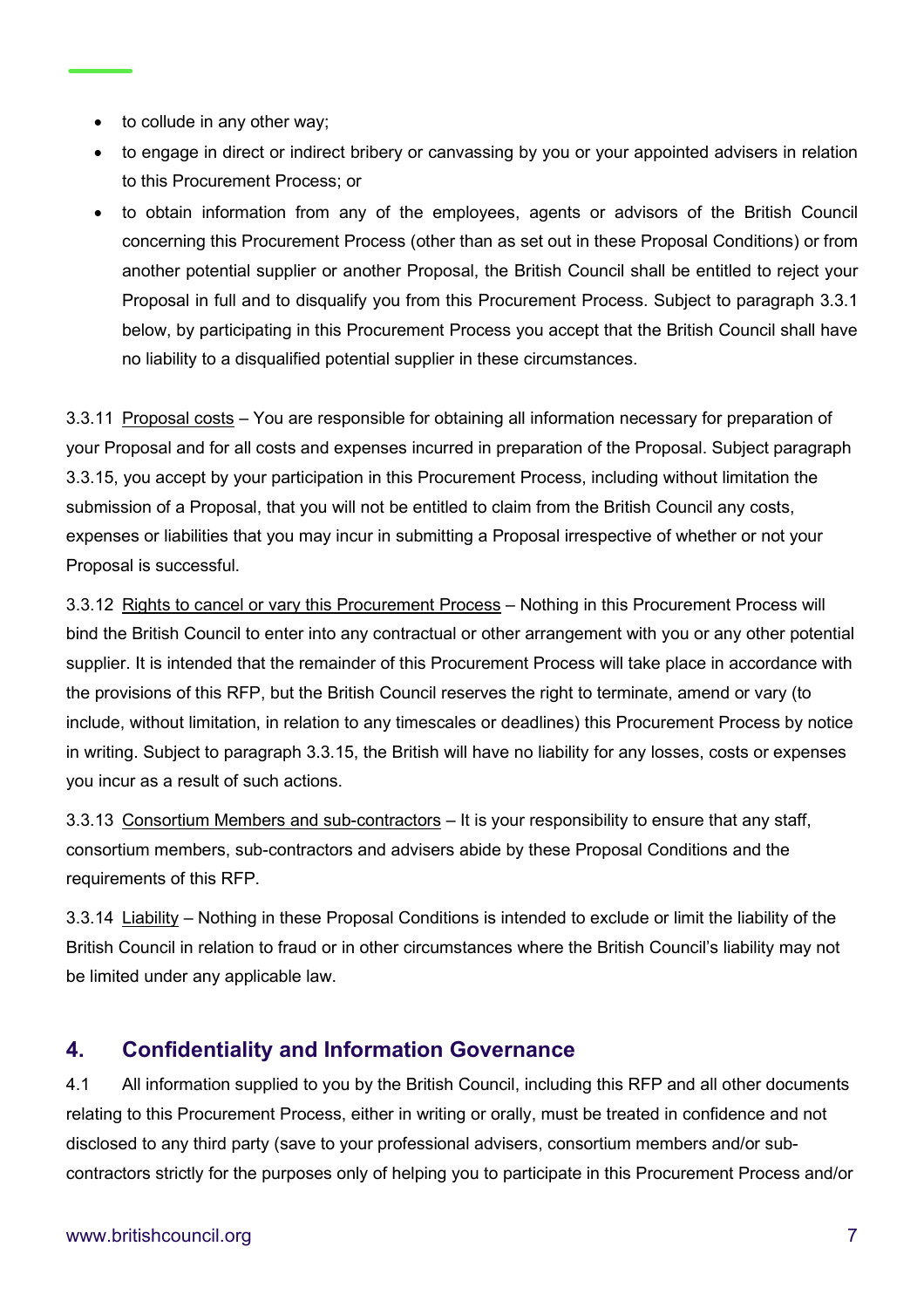- to collude in any other way;
- to engage in direct or indirect bribery or canvassing by you or your appointed advisers in relation to this Procurement Process; or
- to obtain information from any of the employees, agents or advisors of the British Council concerning this Procurement Process (other than as set out in these Proposal Conditions) or from another potential supplier or another Proposal, the British Council shall be entitled to reject your Proposal in full and to disqualify you from this Procurement Process. Subject to paragraph 3.3.1 below, by participating in this Procurement Process you accept that the British Council shall have no liability to a disqualified potential supplier in these circumstances.

3.3.11 Proposal costs – You are responsible for obtaining all information necessary for preparation of your Proposal and for all costs and expenses incurred in preparation of the Proposal. Subject paragraph 3.3.15, you accept by your participation in this Procurement Process, including without limitation the submission of a Proposal, that you will not be entitled to claim from the British Council any costs, expenses or liabilities that you may incur in submitting a Proposal irrespective of whether or not your Proposal is successful.

3.3.12 Rights to cancel or vary this Procurement Process – Nothing in this Procurement Process will bind the British Council to enter into any contractual or other arrangement with you or any other potential supplier. It is intended that the remainder of this Procurement Process will take place in accordance with the provisions of this RFP, but the British Council reserves the right to terminate, amend or vary (to include, without limitation, in relation to any timescales or deadlines) this Procurement Process by notice in writing. Subject to paragraph 3.3.15, the British will have no liability for any losses, costs or expenses you incur as a result of such actions.

3.3.13 Consortium Members and sub-contractors – It is your responsibility to ensure that any staff, consortium members, sub-contractors and advisers abide by these Proposal Conditions and the requirements of this RFP.

3.3.14 Liability – Nothing in these Proposal Conditions is intended to exclude or limit the liability of the British Council in relation to fraud or in other circumstances where the British Council's liability may not be limited under any applicable law.

## 4. Confidentiality and Information Governance

4.1 All information supplied to you by the British Council, including this RFP and all other documents relating to this Procurement Process, either in writing or orally, must be treated in confidence and not disclosed to any third party (save to your professional advisers, consortium members and/or sub-contractors strictly for the purposes only of helping you to participate in this Procurement Process and/or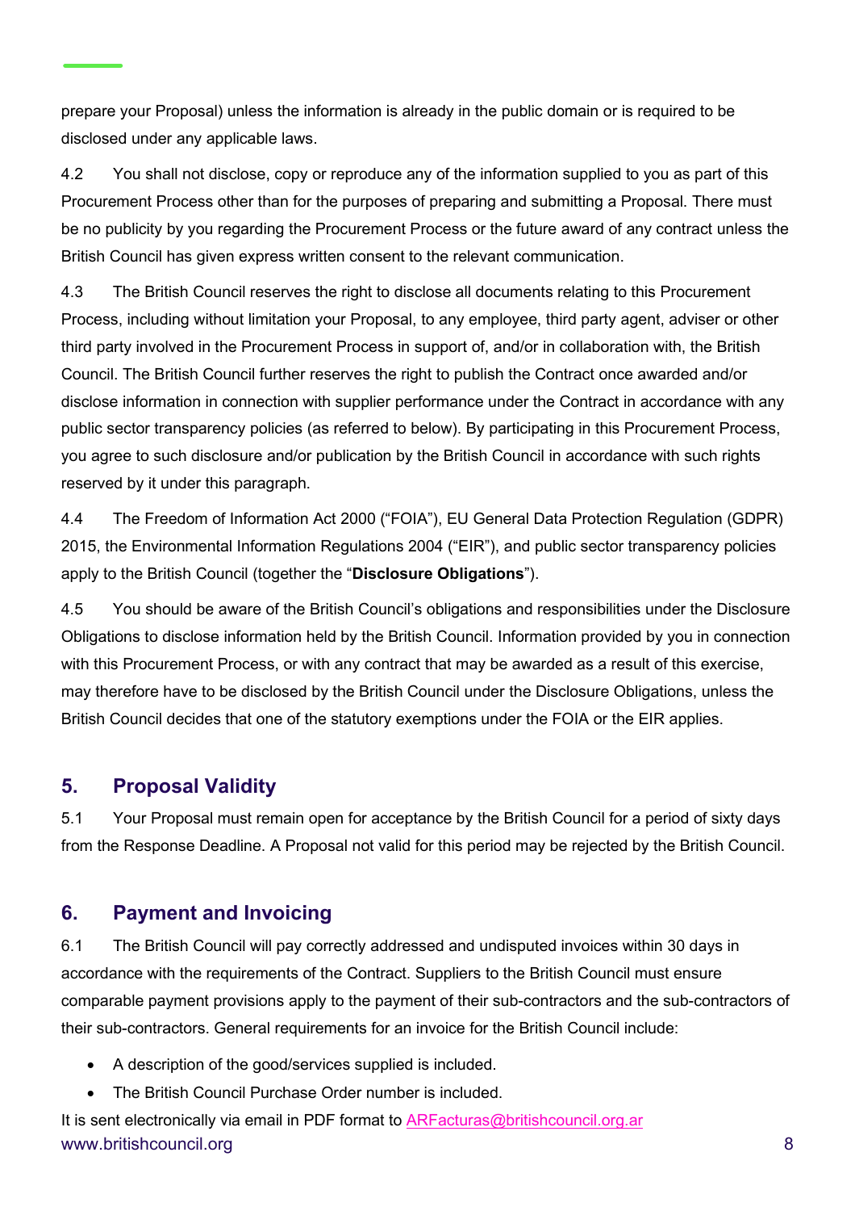prepare your Proposal) unless the information is already in the public domain or is required to be disclosed under any applicable laws.

4.2 You shall not disclose, copy or reproduce any of the information supplied to you as part of this Procurement Process other than for the purposes of preparing and submitting a Proposal. There must be no publicity by you regarding the Procurement Process or the future award of any contract unless the British Council has given express written consent to the relevant communication.

4.3 The British Council reserves the right to disclose all documents relating to this Procurement Process, including without limitation your Proposal, to any employee, third party agent, adviser or other third party involved in the Procurement Process in support of, and/or in collaboration with, the British Council. The British Council further reserves the right to publish the Contract once awarded and/or disclose information in connection with supplier performance under the Contract in accordance with any public sector transparency policies (as referred to below). By participating in this Procurement Process, you agree to such disclosure and/or publication by the British Council in accordance with such rights reserved by it under this paragraph.

4.4 The Freedom of Information Act 2000 ("FOIA"), EU General Data Protection Regulation (GDPR) 2015, the Environmental Information Regulations 2004 ("EIR"), and public sector transparency policies apply to the British Council (together the "**Disclosure Obligations**").

4.5 You should be aware of the British Council's obligations and responsibilities under the Disclosure Obligations to disclose information held by the British Council. Information provided by you in connection with this Procurement Process, or with any contract that may be awarded as a result of this exercise, may therefore have to be disclosed by the British Council under the Disclosure Obligations, unless the British Council decides that one of the statutory exemptions under the FOIA or the EIR applies.

## 5. Proposal Validity

5.1 Your Proposal must remain open for acceptance by the British Council for a period of sixty days from the Response Deadline. A Proposal not valid for this period may be rejected by the British Council.

## 6. Payment and Invoicing

6.1 The British Council will pay correctly addressed and undisputed invoices within 30 days in accordance with the requirements of the Contract. Suppliers to the British Council must ensure comparable payment provisions apply to the payment of their sub-contractors and the sub-contractors of their sub-contractors. General requirements for an invoice for the British Council include:

- A description of the good/services supplied is included.
- The British Council Purchase Order number is included.

It is sent electronically via email in PDF format to ARFacturas@britishcouncil.org.ar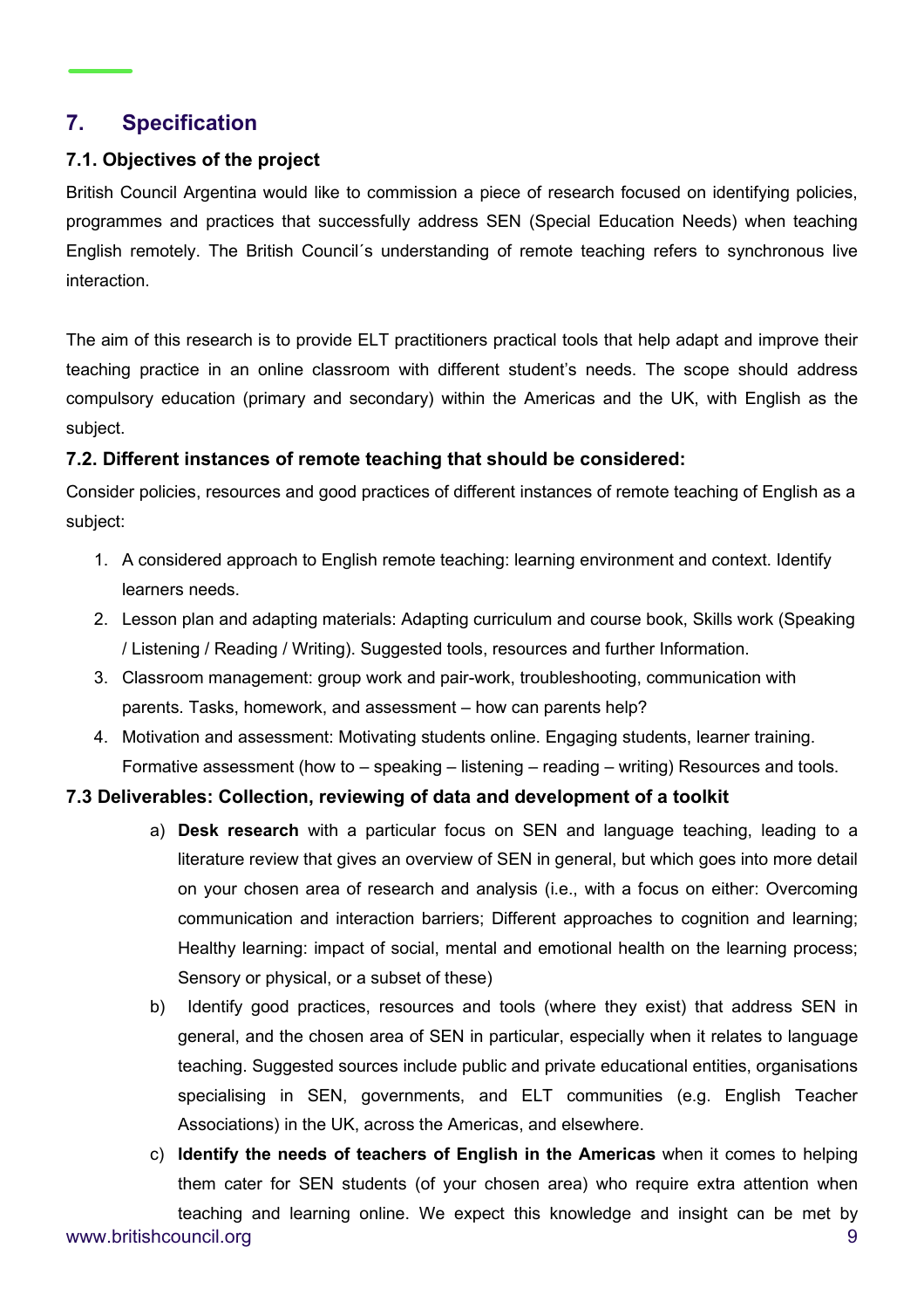## 7. Specification

### 7.1. Objectives of the project

British Council Argentina would like to commission a piece of research focused on identifying policies, programmes and practices that successfully address SEN (Special Education Needs) when teaching English remotely. The British Council´s understanding of remote teaching refers to synchronous live interaction.

The aim of this research is to provide ELT practitioners practical tools that help adapt and improve their teaching practice in an online classroom with different student's needs. The scope should address compulsory education (primary and secondary) within the Americas and the UK, with English as the subject.

### 7.2. Different instances of remote teaching that should be considered:

Consider policies, resources and good practices of different instances of remote teaching of English as a subject:

1. A considered approach to English remote teaching: learning environment and context. Identify learners needs.
2. Lesson plan and adapting materials: Adapting curriculum and course book, Skills work (Speaking / Listening / Reading / Writing). Suggested tools, resources and further Information.
3. Classroom management: group work and pair-work, troubleshooting, communication with parents. Tasks, homework, and assessment – how can parents help?
4. Motivation and assessment: Motivating students online. Engaging students, learner training. Formative assessment (how to – speaking – listening – reading – writing) Resources and tools.

### 7.3 Deliverables: Collection, reviewing of data and development of a toolkit

a) **Desk research** with a particular focus on SEN and language teaching, leading to a literature review that gives an overview of SEN in general, but which goes into more detail on your chosen area of research and analysis (i.e., with a focus on either: Overcoming communication and interaction barriers; Different approaches to cognition and learning; Healthy learning: impact of social, mental and emotional health on the learning process; Sensory or physical, or a subset of these)

b) Identify good practices, resources and tools (where they exist) that address SEN in general, and the chosen area of SEN in particular, especially when it relates to language teaching. Suggested sources include public and private educational entities, organisations specialising in SEN, governments, and ELT communities (e.g. English Teacher Associations) in the UK, across the Americas, and elsewhere.

c) **Identify the needs of teachers of English in the Americas** when it comes to helping them cater for SEN students (of your chosen area) who require extra attention when teaching and learning online. We expect this knowledge and insight can be met by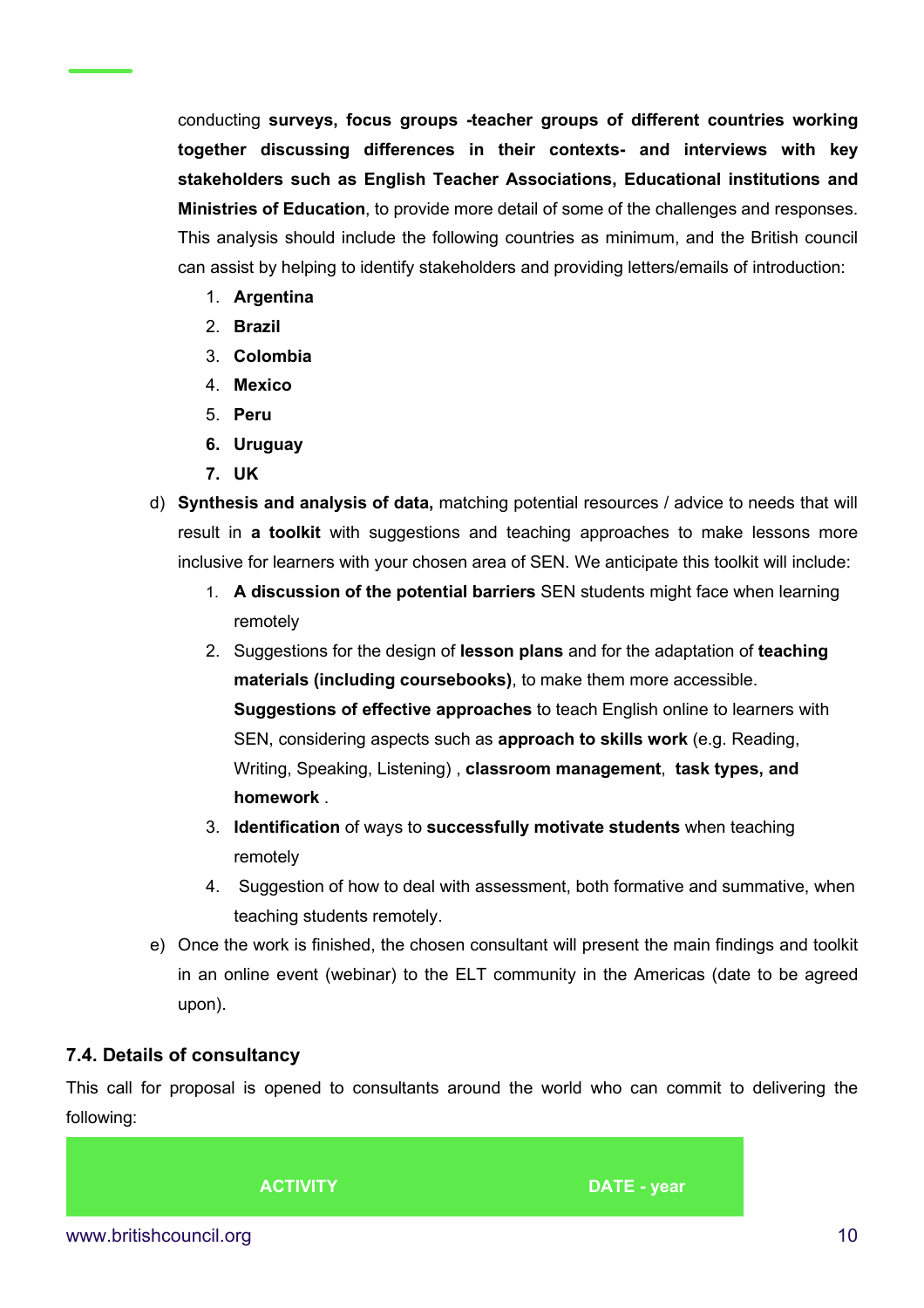conducting **surveys, focus groups -teacher groups of different countries working together discussing differences in their contexts- and interviews with key stakeholders such as English Teacher Associations, Educational institutions and Ministries of Education**, to provide more detail of some of the challenges and responses. This analysis should include the following countries as minimum, and the British council can assist by helping to identify stakeholders and providing letters/emails of introduction:

1. **Argentina**
2. **Brazil**
3. **Colombia**
4. **Mexico**
5. **Peru**
6. **Uruguay**
7. **UK**

d) **Synthesis and analysis of data,** matching potential resources / advice to needs that will result in **a toolkit** with suggestions and teaching approaches to make lessons more inclusive for learners with your chosen area of SEN. We anticipate this toolkit will include:

1. **A discussion of the potential barriers** SEN students might face when learning remotely
2. Suggestions for the design of **lesson plans** and for the adaptation of **teaching materials (including coursebooks)**, to make them more accessible. **Suggestions of effective approaches** to teach English online to learners with SEN, considering aspects such as **approach to skills work** (e.g. Reading, Writing, Speaking, Listening) , **classroom management**, **task types, and homework** .
3. **Identification** of ways to **successfully motivate students** when teaching remotely
4. Suggestion of how to deal with assessment, both formative and summative, when teaching students remotely.

e) Once the work is finished, the chosen consultant will present the main findings and toolkit in an online event (webinar) to the ELT community in the Americas (date to be agreed upon).

### 7.4. Details of consultancy

This call for proposal is opened to consultants around the world who can commit to delivering the following:

| ACTIVITY | DATE - year |
| --- | --- |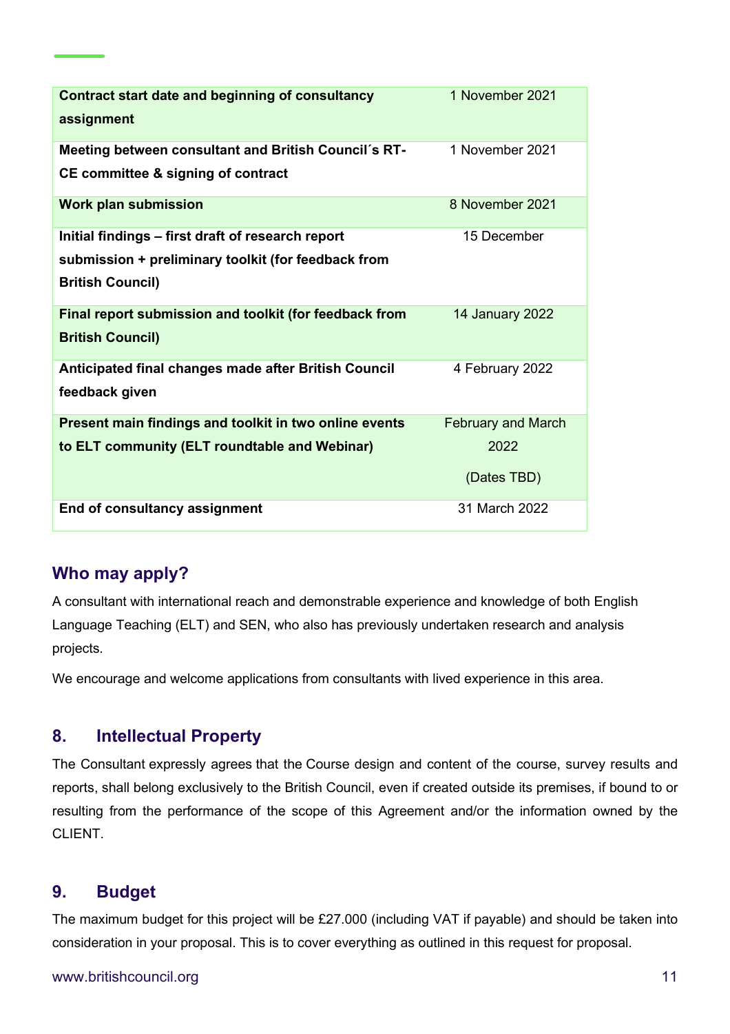| **Contract start date and beginning of consultancy assignment** | 1 November 2021 |
| --- | --- |
| **Meeting between consultant and British Council´s RT-CE committee & signing of contract** | 1 November 2021 |
| **Work plan submission** | 8 November 2021 |
| **Initial findings – first draft of research report submission + preliminary toolkit (for feedback from British Council)** | 15 December |
| **Final report submission and toolkit (for feedback from British Council)** | 14 January 2022 |
| **Anticipated final changes made after British Council feedback given** | 4 February 2022 |
| **Present main findings and toolkit in two online events to ELT community (ELT roundtable and Webinar)** | February and March 2022 (Dates TBD) |
| **End of consultancy assignment** | 31 March 2022 |

## Who may apply?

A consultant with international reach and demonstrable experience and knowledge of both English Language Teaching (ELT) and SEN, who also has previously undertaken research and analysis projects.

We encourage and welcome applications from consultants with lived experience in this area.

## 8. Intellectual Property

The Consultant expressly agrees that the Course design and content of the course, survey results and reports, shall belong exclusively to the British Council, even if created outside its premises, if bound to or resulting from the performance of the scope of this Agreement and/or the information owned by the CLIENT.

## 9. Budget

The maximum budget for this project will be £27.000 (including VAT if payable) and should be taken into consideration in your proposal. This is to cover everything as outlined in this request for proposal.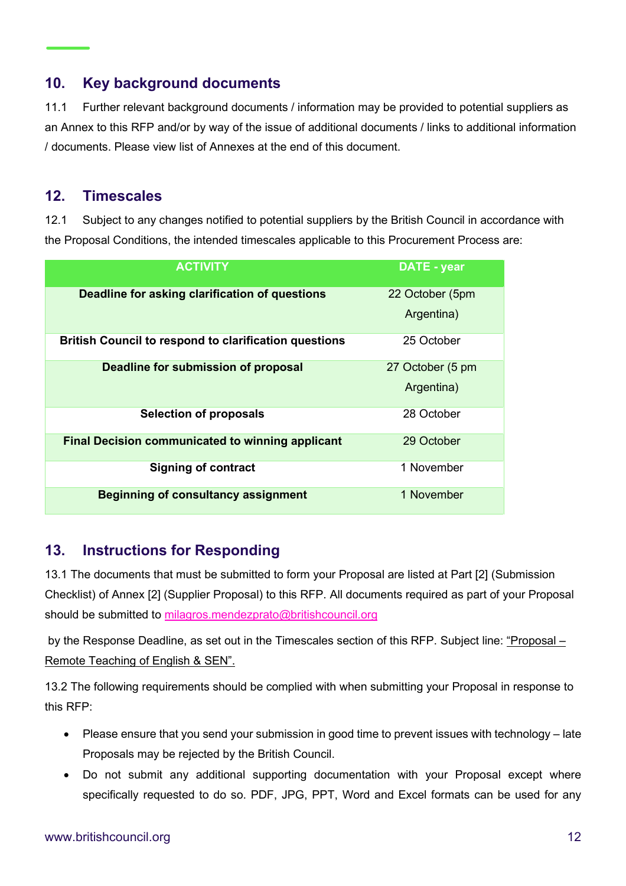## 10. Key background documents

11.1 Further relevant background documents / information may be provided to potential suppliers as an Annex to this RFP and/or by way of the issue of additional documents / links to additional information / documents. Please view list of Annexes at the end of this document.

## 12. Timescales

12.1 Subject to any changes notified to potential suppliers by the British Council in accordance with the Proposal Conditions, the intended timescales applicable to this Procurement Process are:

| ACTIVITY | DATE - year |
|---|---|
| **Deadline for asking clarification of questions** | 22 October (5pm Argentina) |
| **British Council to respond to clarification questions** | 25 October |
| **Deadline for submission of proposal** | 27 October (5 pm Argentina) |
| **Selection of proposals** | 28 October |
| **Final Decision communicated to winning applicant** | 29 October |
| **Signing of contract** | 1 November |
| **Beginning of consultancy assignment** | 1 November |

## 13. Instructions for Responding

13.1 The documents that must be submitted to form your Proposal are listed at Part [2] (Submission Checklist) of Annex [2] (Supplier Proposal) to this RFP. All documents required as part of your Proposal should be submitted to milagros.mendezprato@britishcouncil.org

by the Response Deadline, as set out in the Timescales section of this RFP. Subject line: "Proposal – Remote Teaching of English & SEN".

13.2 The following requirements should be complied with when submitting your Proposal in response to this RFP:

- Please ensure that you send your submission in good time to prevent issues with technology – late Proposals may be rejected by the British Council.
- Do not submit any additional supporting documentation with your Proposal except where specifically requested to do so. PDF, JPG, PPT, Word and Excel formats can be used for any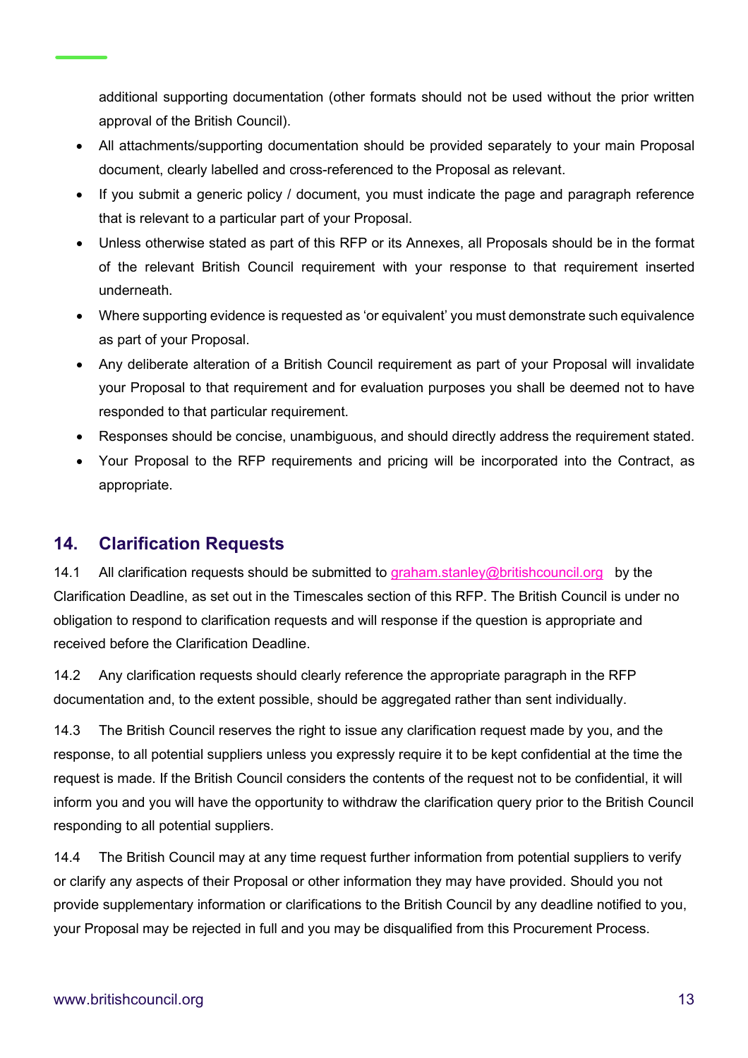additional supporting documentation (other formats should not be used without the prior written approval of the British Council).

- All attachments/supporting documentation should be provided separately to your main Proposal document, clearly labelled and cross-referenced to the Proposal as relevant.
- If you submit a generic policy / document, you must indicate the page and paragraph reference that is relevant to a particular part of your Proposal.
- Unless otherwise stated as part of this RFP or its Annexes, all Proposals should be in the format of the relevant British Council requirement with your response to that requirement inserted underneath.
- Where supporting evidence is requested as 'or equivalent' you must demonstrate such equivalence as part of your Proposal.
- Any deliberate alteration of a British Council requirement as part of your Proposal will invalidate your Proposal to that requirement and for evaluation purposes you shall be deemed not to have responded to that particular requirement.
- Responses should be concise, unambiguous, and should directly address the requirement stated.
- Your Proposal to the RFP requirements and pricing will be incorporated into the Contract, as appropriate.

## 14. Clarification Requests

14.1 All clarification requests should be submitted to graham.stanley@britishcouncil.org by the Clarification Deadline, as set out in the Timescales section of this RFP. The British Council is under no obligation to respond to clarification requests and will response if the question is appropriate and received before the Clarification Deadline.

14.2 Any clarification requests should clearly reference the appropriate paragraph in the RFP documentation and, to the extent possible, should be aggregated rather than sent individually.

14.3 The British Council reserves the right to issue any clarification request made by you, and the response, to all potential suppliers unless you expressly require it to be kept confidential at the time the request is made. If the British Council considers the contents of the request not to be confidential, it will inform you and you will have the opportunity to withdraw the clarification query prior to the British Council responding to all potential suppliers.

14.4 The British Council may at any time request further information from potential suppliers to verify or clarify any aspects of their Proposal or other information they may have provided. Should you not provide supplementary information or clarifications to the British Council by any deadline notified to you, your Proposal may be rejected in full and you may be disqualified from this Procurement Process.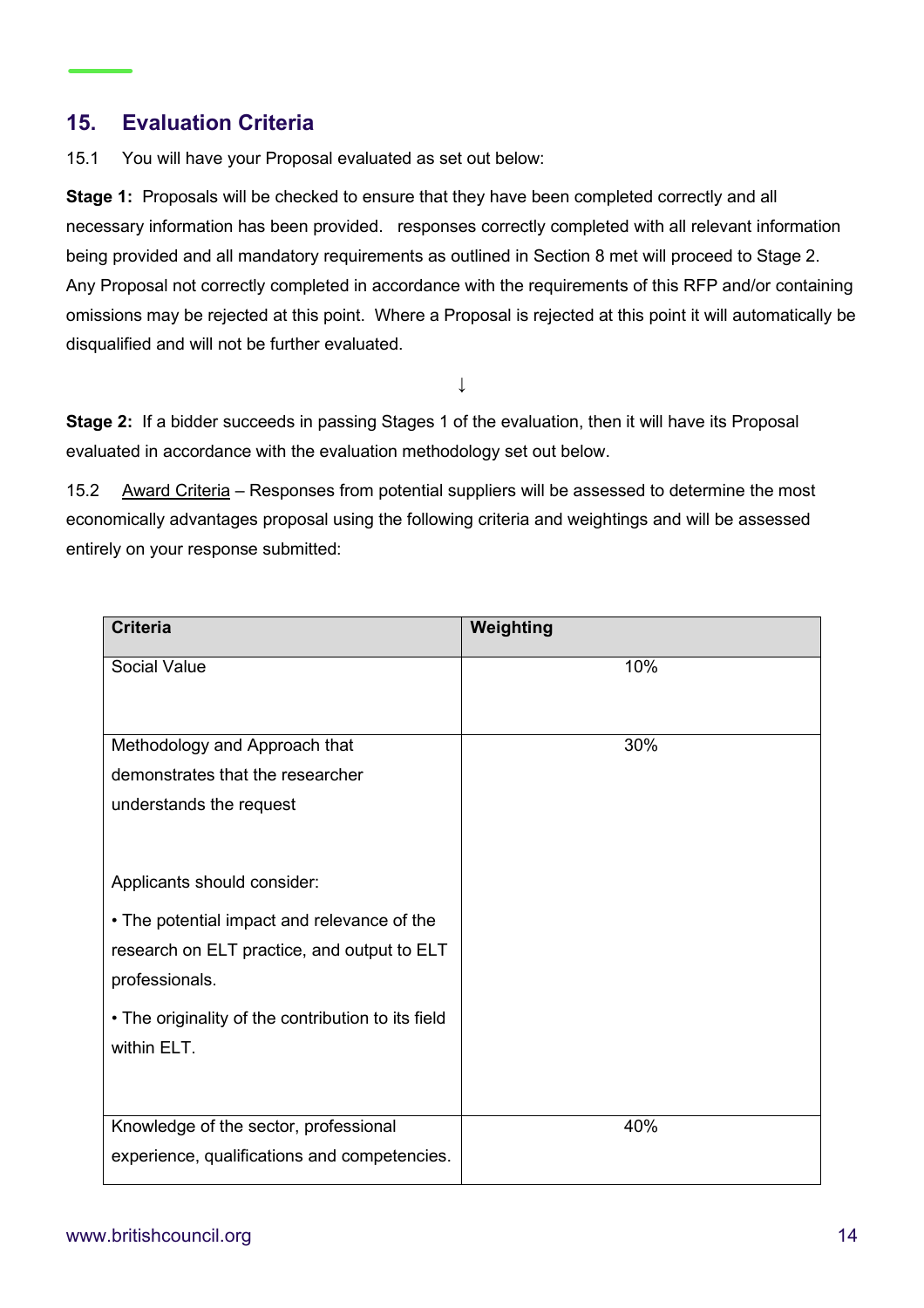## 15. Evaluation Criteria

15.1 You will have your Proposal evaluated as set out below:

**Stage 1:** Proposals will be checked to ensure that they have been completed correctly and all necessary information has been provided. responses correctly completed with all relevant information being provided and all mandatory requirements as outlined in Section 8 met will proceed to Stage 2. Any Proposal not correctly completed in accordance with the requirements of this RFP and/or containing omissions may be rejected at this point. Where a Proposal is rejected at this point it will automatically be disqualified and will not be further evaluated.

↓

**Stage 2:** If a bidder succeeds in passing Stages 1 of the evaluation, then it will have its Proposal evaluated in accordance with the evaluation methodology set out below.

15.2 Award Criteria – Responses from potential suppliers will be assessed to determine the most economically advantages proposal using the following criteria and weightings and will be assessed entirely on your response submitted:

| Criteria | Weighting |
|---|---|
| Social Value | 10% |
| Methodology and Approach that demonstrates that the researcher understands the request<br><br>Applicants should consider:<br><br>• The potential impact and relevance of the research on ELT practice, and output to ELT professionals.<br><br>• The originality of the contribution to its field within ELT. | 30% |
| Knowledge of the sector, professional experience, qualifications and competencies. | 40% |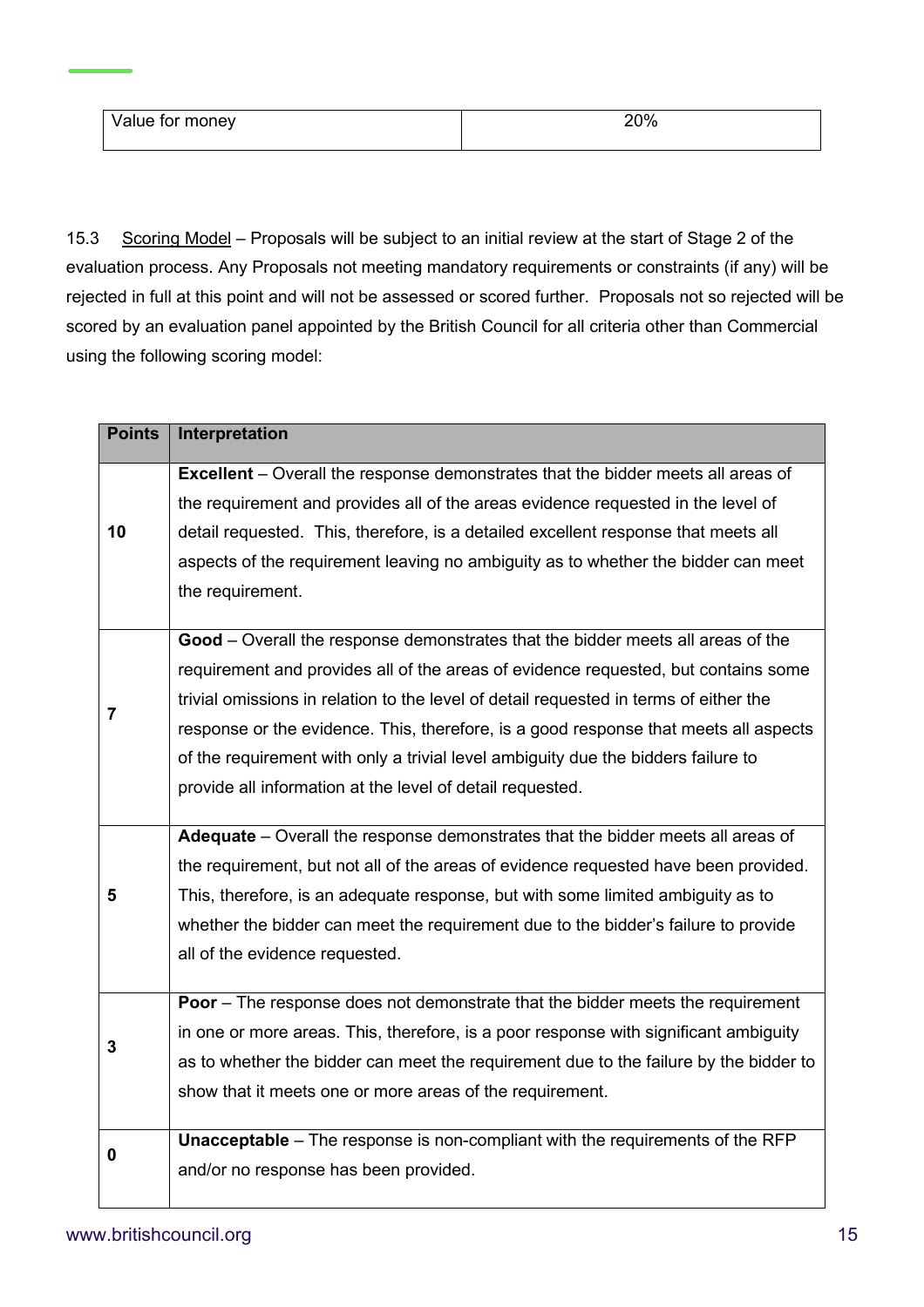| Value for money | 20% |
|---|---|

15.3 Scoring Model – Proposals will be subject to an initial review at the start of Stage 2 of the evaluation process. Any Proposals not meeting mandatory requirements or constraints (if any) will be rejected in full at this point and will not be assessed or scored further. Proposals not so rejected will be scored by an evaluation panel appointed by the British Council for all criteria other than Commercial using the following scoring model:

| Points | Interpretation |
|---|---|
| 10 | **Excellent** – Overall the response demonstrates that the bidder meets all areas of the requirement and provides all of the areas evidence requested in the level of detail requested. This, therefore, is a detailed excellent response that meets all aspects of the requirement leaving no ambiguity as to whether the bidder can meet the requirement. |
| 7 | **Good** – Overall the response demonstrates that the bidder meets all areas of the requirement and provides all of the areas of evidence requested, but contains some trivial omissions in relation to the level of detail requested in terms of either the response or the evidence. This, therefore, is a good response that meets all aspects of the requirement with only a trivial level ambiguity due the bidders failure to provide all information at the level of detail requested. |
| 5 | **Adequate** – Overall the response demonstrates that the bidder meets all areas of the requirement, but not all of the areas of evidence requested have been provided. This, therefore, is an adequate response, but with some limited ambiguity as to whether the bidder can meet the requirement due to the bidder's failure to provide all of the evidence requested. |
| 3 | **Poor** – The response does not demonstrate that the bidder meets the requirement in one or more areas. This, therefore, is a poor response with significant ambiguity as to whether the bidder can meet the requirement due to the failure by the bidder to show that it meets one or more areas of the requirement. |
| 0 | **Unacceptable** – The response is non-compliant with the requirements of the RFP and/or no response has been provided. |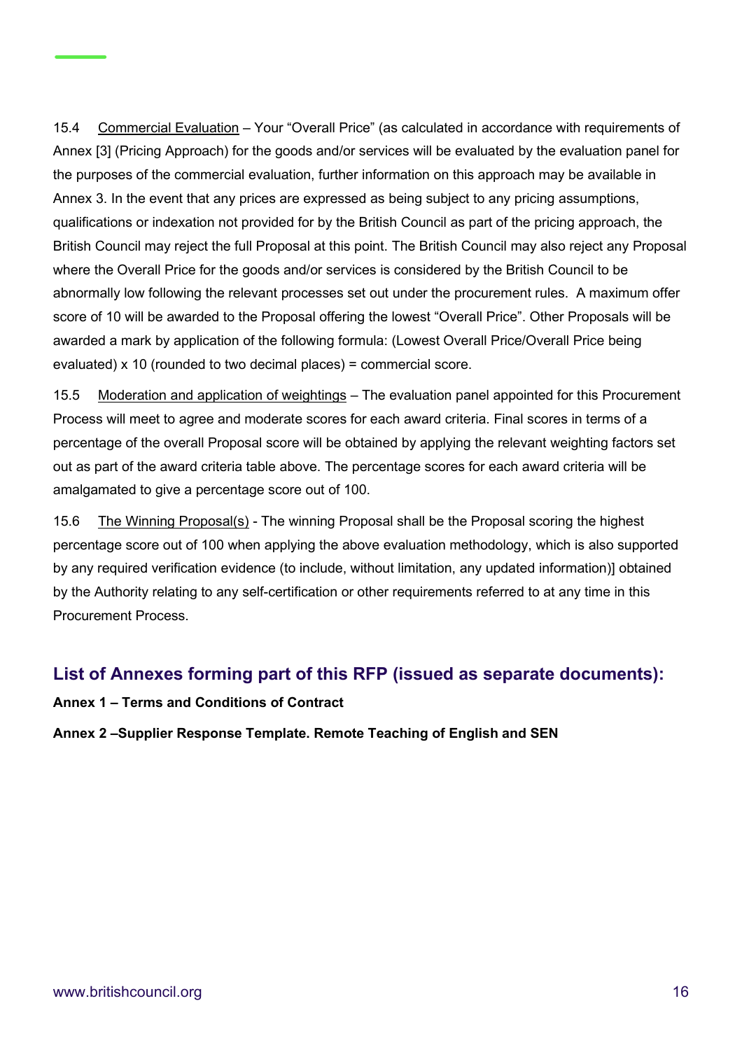15.4 Commercial Evaluation – Your "Overall Price" (as calculated in accordance with requirements of Annex [3] (Pricing Approach) for the goods and/or services will be evaluated by the evaluation panel for the purposes of the commercial evaluation, further information on this approach may be available in Annex 3. In the event that any prices are expressed as being subject to any pricing assumptions, qualifications or indexation not provided for by the British Council as part of the pricing approach, the British Council may reject the full Proposal at this point. The British Council may also reject any Proposal where the Overall Price for the goods and/or services is considered by the British Council to be abnormally low following the relevant processes set out under the procurement rules. A maximum offer score of 10 will be awarded to the Proposal offering the lowest "Overall Price". Other Proposals will be awarded a mark by application of the following formula: (Lowest Overall Price/Overall Price being evaluated) x 10 (rounded to two decimal places) = commercial score.

15.5 Moderation and application of weightings – The evaluation panel appointed for this Procurement Process will meet to agree and moderate scores for each award criteria. Final scores in terms of a percentage of the overall Proposal score will be obtained by applying the relevant weighting factors set out as part of the award criteria table above. The percentage scores for each award criteria will be amalgamated to give a percentage score out of 100.

15.6 The Winning Proposal(s) - The winning Proposal shall be the Proposal scoring the highest percentage score out of 100 when applying the above evaluation methodology, which is also supported by any required verification evidence (to include, without limitation, any updated information)] obtained by the Authority relating to any self-certification or other requirements referred to at any time in this Procurement Process.

## List of Annexes forming part of this RFP (issued as separate documents):

**Annex 1 – Terms and Conditions of Contract**

**Annex 2 –Supplier Response Template. Remote Teaching of English and SEN**